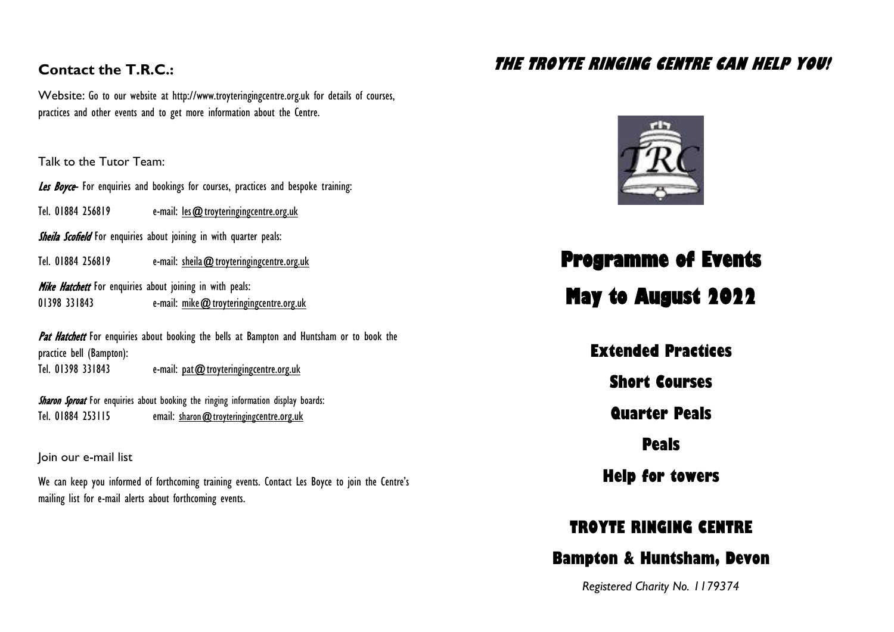## Contact the T.R.C.:

Website: Go to our website at http://www.troyteringingcentre.org.uk for details of courses, practices and other events and to get more information about the Centre.

Talk to the Tutor Team:

*Les Boyce*- For enquiries and bookings for courses, practices and bespoke training:

Tel. 01884 256819 e-mail: les@troyteringingcentre.org.uk

*Sheila Scofield* For enquiries about joining in with quarter peals:

Tel. 01884 256819 e-mail: sheila@troyteringingcentre.org.uk

*Mike Hatchett* For enquiries about joining in with peals:
01398 331843 e-mail: mike@troyteringingcentre.org.uk

*Pat Hatchett* For enquiries about booking the bells at Bampton and Huntsham or to book the practice bell (Bampton):
Tel. 01398 331843 e-mail: pat@troyteringingcentre.org.uk

*Sharon Sproat* For enquiries about booking the ringing information display boards:
Tel. 01884 253115 email: sharon@troyteringingcentre.org.uk

Join our e-mail list

We can keep you informed of forthcoming training events. Contact Les Boyce to join the Centre's mailing list for e-mail alerts about forthcoming events.

# THE TROYTE RINGING CENTRE CAN HELP YOU!

TRC

# Programme of Events

# May to August 2022

**Extended Practices**

**Short Courses**

**Quarter Peals**

**Peals**

**Help for towers**

## TROYTE RINGING CENTRE

## Bampton & Huntsham, Devon

*Registered Charity No. 1179374*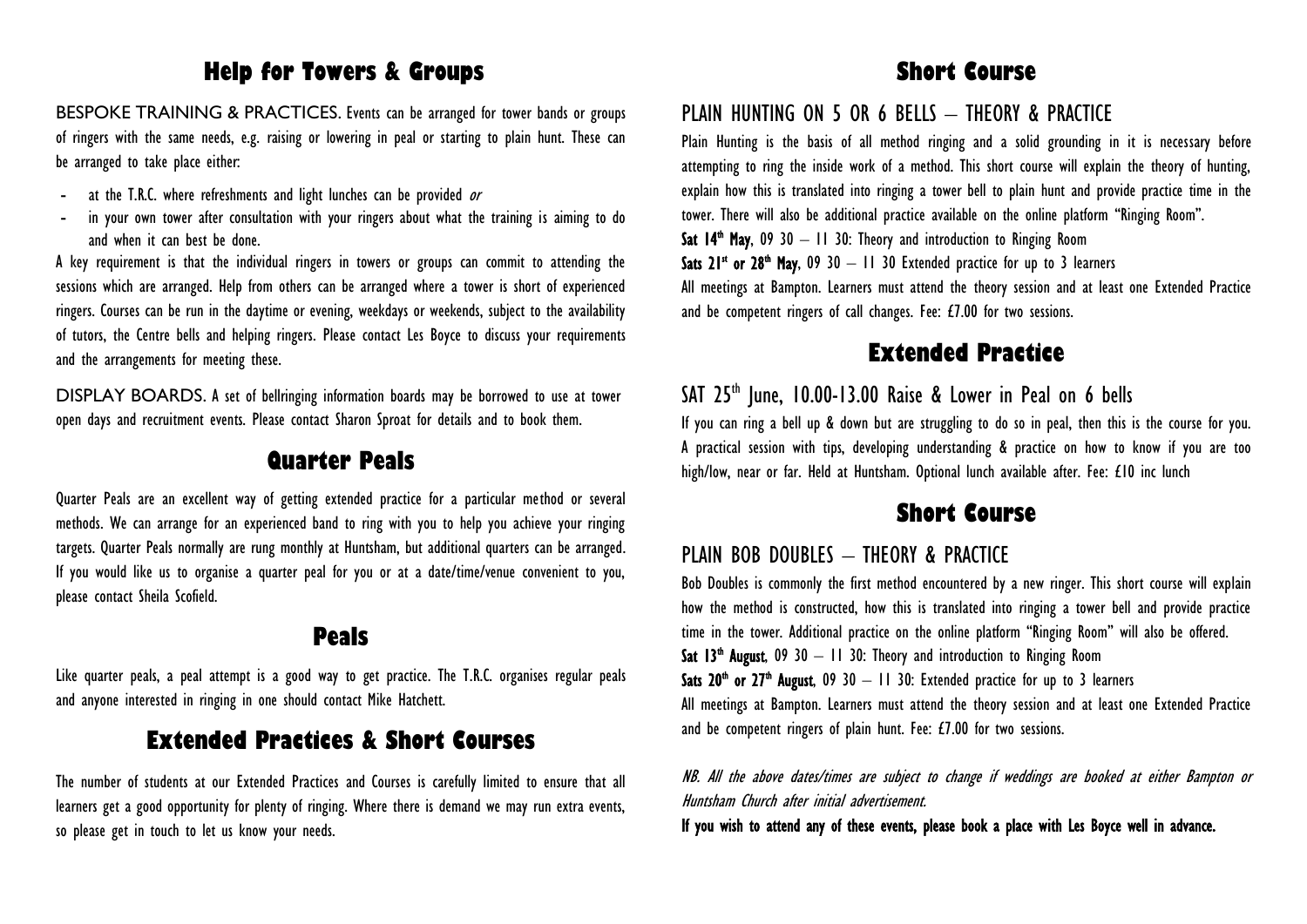## Help for Towers & Groups

BESPOKE TRAINING & PRACTICES. Events can be arranged for tower bands or groups of ringers with the same needs, e.g. raising or lowering in peal or starting to plain hunt. These can be arranged to take place either:

- at the T.R.C. where refreshments and light lunches can be provided *or*
- in your own tower after consultation with your ringers about what the training is aiming to do and when it can best be done.

A key requirement is that the individual ringers in towers or groups can commit to attending the sessions which are arranged. Help from others can be arranged where a tower is short of experienced ringers. Courses can be run in the daytime or evening, weekdays or weekends, subject to the availability of tutors, the Centre bells and helping ringers. Please contact Les Boyce to discuss your requirements and the arrangements for meeting these.

DISPLAY BOARDS. A set of bellringing information boards may be borrowed to use at tower open days and recruitment events. Please contact Sharon Sproat for details and to book them.

## Quarter Peals

Quarter Peals are an excellent way of getting extended practice for a particular method or several methods. We can arrange for an experienced band to ring with you to help you achieve your ringing targets. Quarter Peals normally are rung monthly at Huntsham, but additional quarters can be arranged. If you would like us to organise a quarter peal for you or at a date/time/venue convenient to you, please contact Sheila Scofield.

## Peals

Like quarter peals, a peal attempt is a good way to get practice. The T.R.C. organises regular peals and anyone interested in ringing in one should contact Mike Hatchett.

## Extended Practices & Short Courses

The number of students at our Extended Practices and Courses is carefully limited to ensure that all learners get a good opportunity for plenty of ringing. Where there is demand we may run extra events, so please get in touch to let us know your needs.

## Short Course

### PLAIN HUNTING ON 5 OR 6 BELLS – THEORY & PRACTICE

Plain Hunting is the basis of all method ringing and a solid grounding in it is necessary before attempting to ring the inside work of a method. This short course will explain the theory of hunting, explain how this is translated into ringing a tower bell to plain hunt and provide practice time in the tower. There will also be additional practice available on the online platform "Ringing Room".

**Sat 14th May**, 09 30 – 11 30: Theory and introduction to Ringing Room

**Sats 21st or 28th May**, 09 30 – 11 30 Extended practice for up to 3 learners

All meetings at Bampton. Learners must attend the theory session and at least one Extended Practice and be competent ringers of call changes. Fee: £7.00 for two sessions.

## Extended Practice

### SAT 25th June, 10.00-13.00 Raise & Lower in Peal on 6 bells

If you can ring a bell up & down but are struggling to do so in peal, then this is the course for you. A practical session with tips, developing understanding & practice on how to know if you are too high/low, near or far. Held at Huntsham. Optional lunch available after. Fee: £10 inc lunch

## Short Course

### PLAIN BOB DOUBLES – THEORY & PRACTICE

Bob Doubles is commonly the first method encountered by a new ringer. This short course will explain how the method is constructed, how this is translated into ringing a tower bell and provide practice time in the tower. Additional practice on the online platform "Ringing Room" will also be offered.

**Sat 13th August**, 09 30 – 11 30: Theory and introduction to Ringing Room

**Sats 20th or 27th August**, 09 30 – 11 30: Extended practice for up to 3 learners

All meetings at Bampton. Learners must attend the theory session and at least one Extended Practice and be competent ringers of plain hunt. Fee: £7.00 for two sessions.

*NB. All the above dates/times are subject to change if weddings are booked at either Bampton or Huntsham Church after initial advertisement.*

**If you wish to attend any of these events, please book a place with Les Boyce well in advance.**